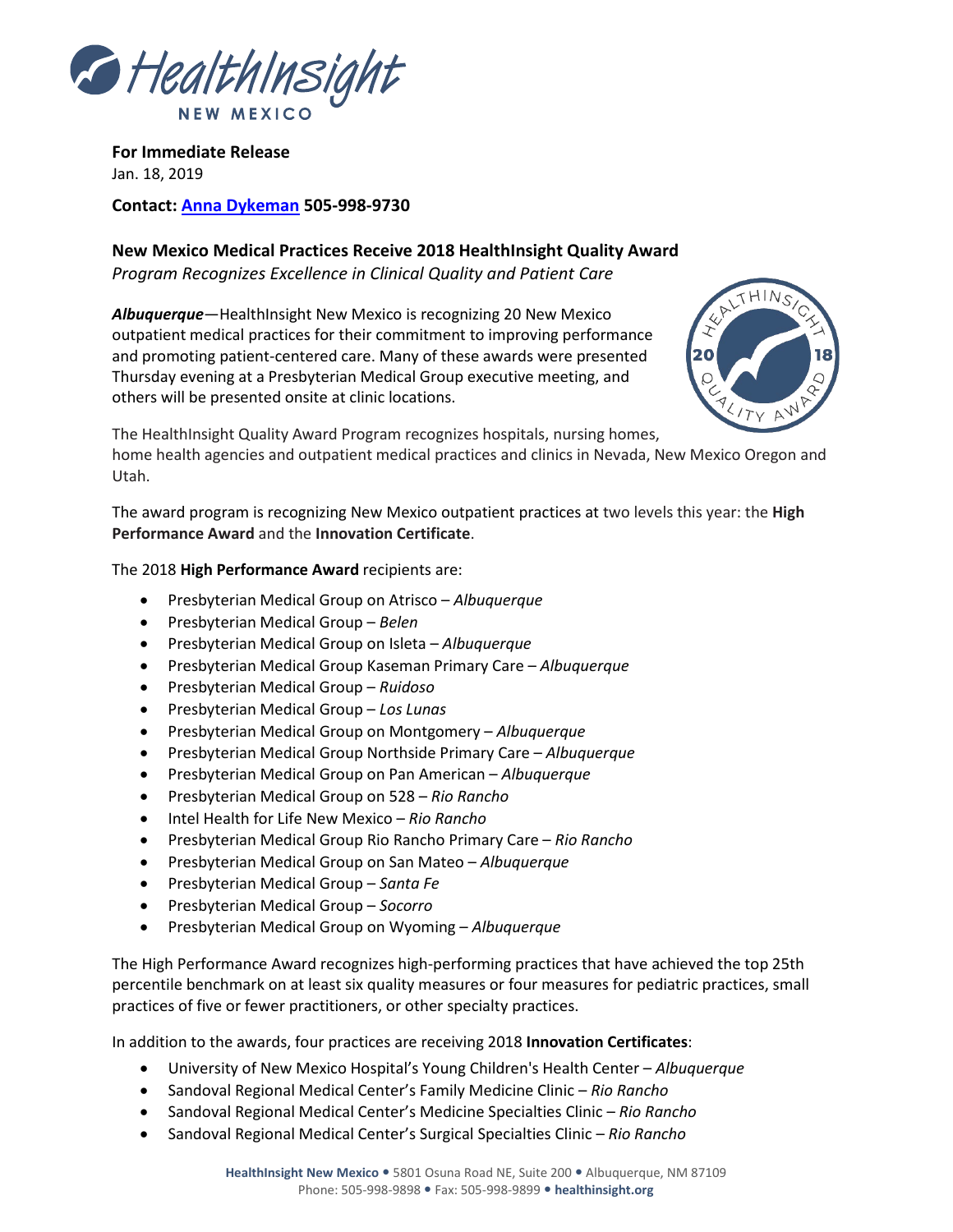**For Immediate Release**
Jan. 18, 2019

**Contact: Anna Dykeman 505-998-9730**

## New Mexico Medical Practices Receive 2018 HealthInsight Quality Award

*Program Recognizes Excellence in Clinical Quality and Patient Care*

***Albuquerque***—HealthInsight New Mexico is recognizing 20 New Mexico outpatient medical practices for their commitment to improving performance and promoting patient-centered care. Many of these awards were presented Thursday evening at a Presbyterian Medical Group executive meeting, and others will be presented onsite at clinic locations.

The HealthInsight Quality Award Program recognizes hospitals, nursing homes, home health agencies and outpatient medical practices and clinics in Nevada, New Mexico Oregon and Utah.

The award program is recognizing New Mexico outpatient practices at two levels this year: the **High Performance Award** and the **Innovation Certificate**.

The 2018 **High Performance Award** recipients are:

- Presbyterian Medical Group on Atrisco – *Albuquerque*
- Presbyterian Medical Group – *Belen*
- Presbyterian Medical Group on Isleta – *Albuquerque*
- Presbyterian Medical Group Kaseman Primary Care – *Albuquerque*
- Presbyterian Medical Group – *Ruidoso*
- Presbyterian Medical Group – *Los Lunas*
- Presbyterian Medical Group on Montgomery – *Albuquerque*
- Presbyterian Medical Group Northside Primary Care – *Albuquerque*
- Presbyterian Medical Group on Pan American – *Albuquerque*
- Presbyterian Medical Group on 528 – *Rio Rancho*
- Intel Health for Life New Mexico – *Rio Rancho*
- Presbyterian Medical Group Rio Rancho Primary Care – *Rio Rancho*
- Presbyterian Medical Group on San Mateo – *Albuquerque*
- Presbyterian Medical Group – *Santa Fe*
- Presbyterian Medical Group – *Socorro*
- Presbyterian Medical Group on Wyoming – *Albuquerque*

The High Performance Award recognizes high-performing practices that have achieved the top 25th percentile benchmark on at least six quality measures or four measures for pediatric practices, small practices of five or fewer practitioners, or other specialty practices.

In addition to the awards, four practices are receiving 2018 **Innovation Certificates**:

- University of New Mexico Hospital's Young Children's Health Center – *Albuquerque*
- Sandoval Regional Medical Center's Family Medicine Clinic – *Rio Rancho*
- Sandoval Regional Medical Center's Medicine Specialties Clinic – *Rio Rancho*
- Sandoval Regional Medical Center's Surgical Specialties Clinic – *Rio Rancho*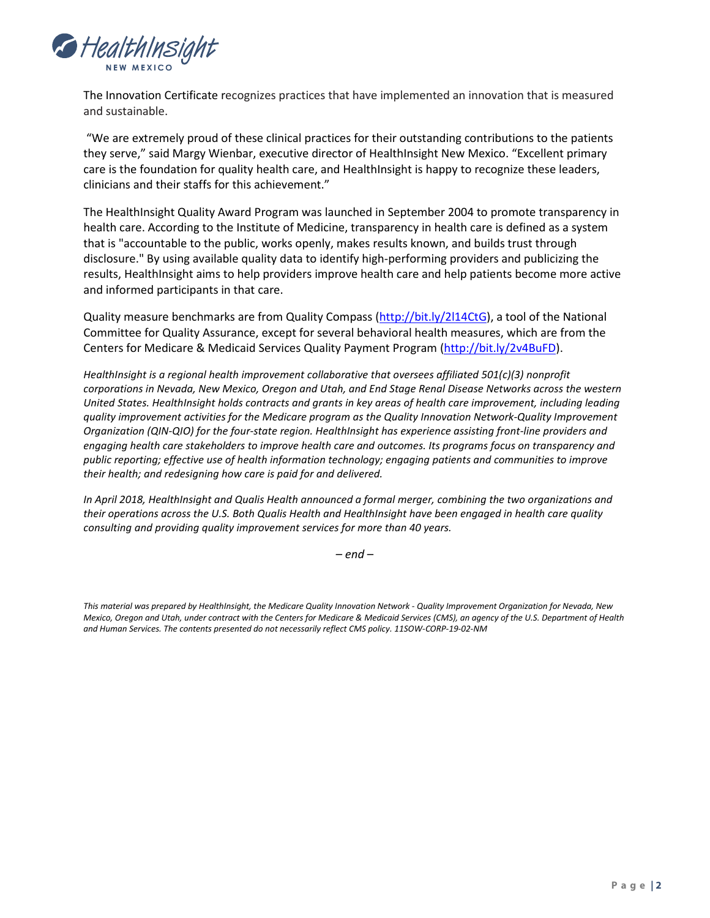The Innovation Certificate recognizes practices that have implemented an innovation that is measured and sustainable.

"We are extremely proud of these clinical practices for their outstanding contributions to the patients they serve," said Margy Wienbar, executive director of HealthInsight New Mexico. "Excellent primary care is the foundation for quality health care, and HealthInsight is happy to recognize these leaders, clinicians and their staffs for this achievement."

The HealthInsight Quality Award Program was launched in September 2004 to promote transparency in health care. According to the Institute of Medicine, transparency in health care is defined as a system that is "accountable to the public, works openly, makes results known, and builds trust through disclosure." By using available quality data to identify high-performing providers and publicizing the results, HealthInsight aims to help providers improve health care and help patients become more active and informed participants in that care.

Quality measure benchmarks are from Quality Compass (http://bit.ly/2l14CtG), a tool of the National Committee for Quality Assurance, except for several behavioral health measures, which are from the Centers for Medicare & Medicaid Services Quality Payment Program (http://bit.ly/2v4BuFD).

*HealthInsight is a regional health improvement collaborative that oversees affiliated 501(c)(3) nonprofit corporations in Nevada, New Mexico, Oregon and Utah, and End Stage Renal Disease Networks across the western United States. HealthInsight holds contracts and grants in key areas of health care improvement, including leading quality improvement activities for the Medicare program as the Quality Innovation Network-Quality Improvement Organization (QIN-QIO) for the four-state region. HealthInsight has experience assisting front-line providers and engaging health care stakeholders to improve health care and outcomes. Its programs focus on transparency and public reporting; effective use of health information technology; engaging patients and communities to improve their health; and redesigning how care is paid for and delivered.*

*In April 2018, HealthInsight and Qualis Health announced a formal merger, combining the two organizations and their operations across the U.S. Both Qualis Health and HealthInsight have been engaged in health care quality consulting and providing quality improvement services for more than 40 years.*

*– end –*

*This material was prepared by HealthInsight, the Medicare Quality Innovation Network - Quality Improvement Organization for Nevada, New Mexico, Oregon and Utah, under contract with the Centers for Medicare & Medicaid Services (CMS), an agency of the U.S. Department of Health and Human Services. The contents presented do not necessarily reflect CMS policy. 11SOW-CORP-19-02-NM*